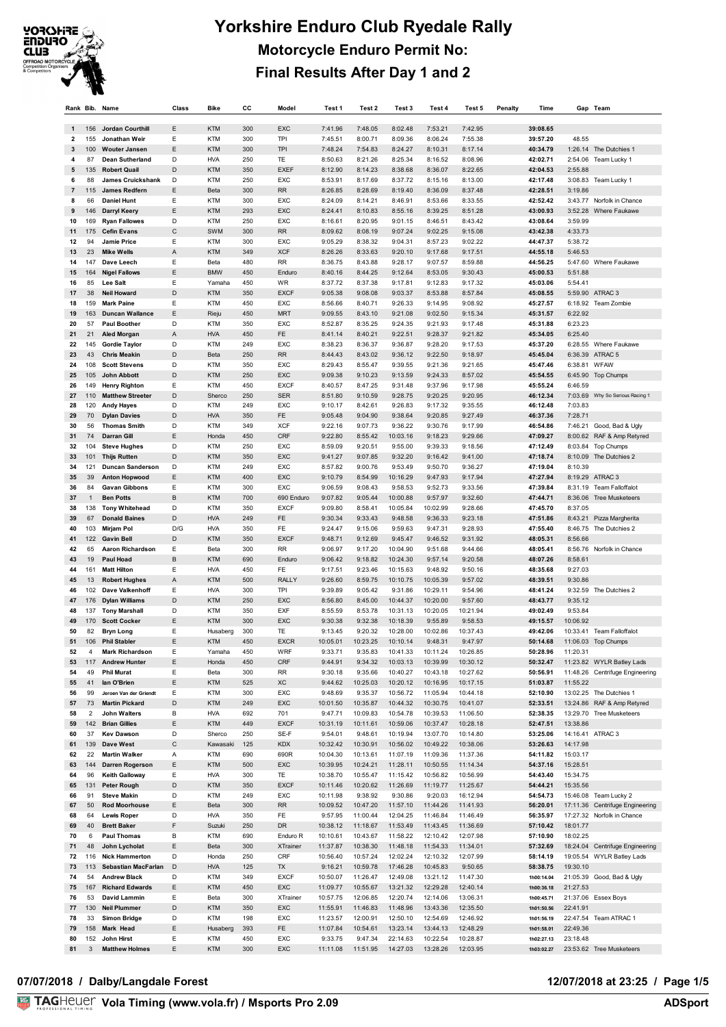# Yorkshire Enduro Club Ryedale Rally

## Motorcycle Enduro Permit No:

## Final Results After Day 1 and 2

| Rank | Bib. | Name | Class | Bike | CC | Model | Test 1 | Test 2 | Test 3 | Test 4 | Test 5 | Penalty | Time | Gap | Team |
|---|---|---|---|---|---|---|---|---|---|---|---|---|---|---|---|
| 1 | 156 | Jordan Courthill | E | KTM | 300 | EXC | 7:41.96 | 7:48.05 | 8:02.48 | 7:53.21 | 7:42.95 | | 39:08.65 | | |
| 2 | 155 | Jonathan Weir | E | KTM | 300 | TPI | 7:45.51 | 8:00.71 | 8:09.36 | 8:06.24 | 7:55.38 | | 39:57.20 | 48.55 | |
| 3 | 100 | Wouter Jansen | E | KTM | 300 | TPI | 7:48.24 | 7:54.83 | 8:24.27 | 8:10.31 | 8:17.14 | | 40:34.79 | 1:26.14 | The Dutchies 1 |
| 4 | 87 | Dean Sutherland | D | HVA | 250 | TE | 8:50.63 | 8:21.26 | 8:25.34 | 8:16.52 | 8:08.96 | | 42:02.71 | 2:54.06 | Team Lucky 1 |
| 5 | 135 | Robert Quail | D | KTM | 350 | EXEF | 8:12.90 | 8:14.23 | 8:38.68 | 8:36.07 | 8:22.65 | | 42:04.53 | 2:55.88 | |
| 6 | 88 | James Cruickshank | D | KTM | 250 | EXC | 8:53.91 | 8:17.69 | 8:37.72 | 8:15.16 | 8:13.00 | | 42:17.48 | 3:08.83 | Team Lucky 1 |
| 7 | 115 | James Redfern | E | Beta | 300 | RR | 8:26.85 | 8:28.69 | 8:19.40 | 8:36.09 | 8:37.48 | | 42:28.51 | 3:19.86 | |
| 8 | 66 | Daniel Hunt | E | KTM | 300 | EXC | 8:24.09 | 8:14.21 | 8:46.91 | 8:53.66 | 8:33.55 | | 42:52.42 | 3:43.77 | Norfolk in Chance |
| 9 | 146 | Darryl Keery | E | KTM | 293 | EXC | 8:24.41 | 8:10.83 | 8:55.16 | 8:39.25 | 8:51.28 | | 43:00.93 | 3:52.28 | Where Faukawe |
| 10 | 169 | Ryan Fallowes | D | KTM | 250 | EXC | 8:16.61 | 8:20.95 | 9:01.15 | 8:46.51 | 8:43.42 | | 43:08.64 | 3:59.99 | |
| 11 | 175 | Cefin Evans | C | SWM | 300 | RR | 8:09.62 | 8:08.19 | 9:07.24 | 9:02.25 | 9:15.08 | | 43:42.38 | 4:33.73 | |
| 12 | 94 | Jamie Price | E | KTM | 300 | EXC | 9:05.29 | 8:38.32 | 9:04.31 | 8:57.23 | 9:02.22 | | 44:47.37 | 5:38.72 | |
| 13 | 23 | Mike Wells | A | KTM | 349 | XCF | 8:26.26 | 8:33.63 | 9:20.10 | 9:17.68 | 9:17.51 | | 44:55.18 | 5:46.53 | |
| 14 | 147 | Dave Leech | E | Beta | 480 | RR | 8:36.75 | 8:43.88 | 9:28.17 | 9:07.57 | 8:59.88 | | 44:56.25 | 5:47.60 | Where Faukawe |
| 15 | 164 | Nigel Fallows | E | BMW | 450 | Enduro | 8:40.16 | 8:44.25 | 9:12.64 | 8:53.05 | 9:30.43 | | 45:00.53 | 5:51.88 | |
| 16 | 85 | Lee Salt | E | Yamaha | 450 | WR | 8:37.72 | 8:37.38 | 9:17.81 | 9:12.83 | 9:17.32 | | 45:03.06 | 5:54.41 | |
| 17 | 38 | Neil Howard | D | KTM | 350 | EXCF | 9:05.38 | 9:08.08 | 9:03.37 | 8:53.88 | 8:57.84 | | 45:08.55 | 5:59.90 | ATRAC 3 |
| 18 | 159 | Mark Paine | E | KTM | 450 | EXC | 8:56.66 | 8:40.71 | 9:26.33 | 9:14.95 | 9:08.92 | | 45:27.57 | 6:18.92 | Team Zombie |
| 19 | 163 | Duncan Wallance | E | Rieju | 450 | MRT | 9:09.55 | 8:43.10 | 9:21.08 | 9:02.50 | 9:15.34 | | 45:31.57 | 6:22.92 | |
| 20 | 57 | Paul Boother | D | KTM | 350 | EXC | 8:52.87 | 8:35.25 | 9:24.35 | 9:21.93 | 9:17.48 | | 45:31.88 | 6:23.23 | |
| 21 | 21 | Aled Morgan | A | HVA | 450 | FE | 8:41.14 | 8:40.21 | 9:22.51 | 9:28.37 | 9:21.82 | | 45:34.05 | 6:25.40 | |
| 22 | 145 | Gordie Taylor | D | KTM | 249 | EXC | 8:38.23 | 8:36.37 | 9:36.87 | 9:28.20 | 9:17.53 | | 45:37.20 | 6:28.55 | Where Faukawe |
| 23 | 43 | Chris Meakin | D | Beta | 250 | RR | 8:44.43 | 8:43.02 | 9:36.12 | 9:22.50 | 9:18.97 | | 45:45.04 | 6:36.39 | ATRAC 5 |
| 24 | 108 | Scott Stevens | D | KTM | 350 | EXC | 8:29.43 | 8:55.47 | 9:39.55 | 9:21.36 | 9:21.65 | | 45:47.46 | 6:38.81 | WFAW |
| 25 | 105 | John Abbott | D | KTM | 250 | EXC | 9:09.38 | 9:10.23 | 9:13.59 | 9:24.33 | 8:57.02 | | 45:54.55 | 6:45.90 | Top Chumps |
| 26 | 149 | Henry Righton | E | KTM | 450 | EXCF | 8:40.57 | 8:47.25 | 9:31.48 | 9:37.96 | 9:17.98 | | 45:55.24 | 6:46.59 | |
| 27 | 110 | Matthew Streeter | D | Sherco | 250 | SER | 8:51.80 | 9:10.59 | 9:28.75 | 9:20.25 | 9:20.95 | | 46:12.34 | 7:03.69 | Why So Serious Racing 1 |
| 28 | 120 | Andy Hayes | D | KTM | 249 | EXC | 9:10.17 | 8:42.61 | 9:26.83 | 9:17.32 | 9:35.55 | | 46:12.48 | 7:03.83 | |
| 29 | 70 | Dylan Davies | D | HVA | 350 | FE | 9:05.48 | 9:04.90 | 9:38.64 | 9:20.85 | 9:27.49 | | 46:37.36 | 7:28.71 | |
| 30 | 56 | Thomas Smith | D | KTM | 349 | XCF | 9:22.16 | 9:07.73 | 9:36.22 | 9:30.76 | 9:17.99 | | 46:54.86 | 7:46.21 | Good, Bad & Ugly |
| 31 | 74 | Darran Gill | E | Honda | 450 | CRF | 9:22.80 | 8:55.42 | 10:03.16 | 9:18.23 | 9:29.66 | | 47:09.27 | 8:00.62 | RAF & Amp Retyred |
| 32 | 104 | Steve Hughes | D | KTM | 250 | EXC | 8:59.09 | 9:20.51 | 9:55.00 | 9:39.33 | 9:18.56 | | 47:12.49 | 8:03.84 | Top Chumps |
| 33 | 101 | Thijs Rutten | D | KTM | 350 | EXC | 9:41.27 | 9:07.85 | 9:32.20 | 9:16.42 | 9:41.00 | | 47:18.74 | 8:10.09 | The Dutchies 2 |
| 34 | 121 | Duncan Sanderson | D | KTM | 249 | EXC | 8:57.82 | 9:00.76 | 9:53.49 | 9:50.70 | 9:36.27 | | 47:19.04 | 8:10.39 | |
| 35 | 39 | Anton Hopwood | E | KTM | 400 | EXC | 9:10.79 | 8:54.99 | 10:16.29 | 9:47.93 | 9:17.94 | | 47:27.94 | 8:19.29 | ATRAC 3 |
| 36 | 84 | Gavan Gibbons | E | KTM | 300 | EXC | 9:06.59 | 9:08.43 | 9:58.53 | 9:52.73 | 9:33.56 | | 47:39.84 | 8:31.19 | Team Falloffalot |
| 37 | 1 | Ben Potts | B | KTM | 700 | 690 Enduro | 9:07.82 | 9:05.44 | 10:00.88 | 9:57.97 | 9:32.60 | | 47:44.71 | 8:36.06 | Tree Musketeers |
| 38 | 138 | Tony Whitehead | D | KTM | 350 | EXCF | 9:09.80 | 8:58.41 | 10:05.84 | 10:02.99 | 9:28.66 | | 47:45.70 | 8:37.05 | |
| 39 | 67 | Donald Baines | D | HVA | 249 | FE | 9:30.34 | 9:33.43 | 9:48.58 | 9:36.33 | 9:23.18 | | 47:51.86 | 8:43.21 | Pizza Margherita |
| 40 | 103 | Mirjam Pol | D/G | HVA | 350 | FE | 9:24.47 | 9:15.06 | 9:59.63 | 9:47.31 | 9:28.93 | | 47:55.40 | 8:46.75 | The Dutchies 2 |
| 41 | 122 | Gavin Bell | D | KTM | 350 | EXCF | 9:48.71 | 9:12.69 | 9:45.47 | 9:46.52 | 9:31.92 | | 48:05.31 | 8:56.66 | |
| 42 | 65 | Aaron Richardson | E | Beta | 300 | RR | 9:06.97 | 9:17.20 | 10:04.90 | 9:51.68 | 9:44.66 | | 48:05.41 | 8:56.76 | Norfolk in Chance |
| 43 | 19 | Paul Hoad | B | KTM | 690 | Enduro | 9:06.42 | 9:18.82 | 10:24.30 | 9:57.14 | 9:20.58 | | 48:07.26 | 8:58.61 | |
| 44 | 161 | Matt Hilton | E | HVA | 450 | FE | 9:17.51 | 9:23.46 | 10:15.63 | 9:48.92 | 9:50.16 | | 48:35.68 | 9:27.03 | |
| 45 | 13 | Robert Hughes | A | KTM | 500 | RALLY | 9:26.60 | 8:59.75 | 10:10.75 | 10:05.39 | 9:57.02 | | 48:39.51 | 9:30.86 | |
| 46 | 102 | Dave Valkenhoff | E | HVA | 300 | TPI | 9:39.89 | 9:05.42 | 9:31.86 | 10:29.11 | 9:54.96 | | 48:41.24 | 9:32.59 | The Dutchies 2 |
| 47 | 176 | Dylan Williams | D | KTM | 250 | EXC | 8:56.80 | 8:45.00 | 10:44.37 | 10:20.00 | 9:57.60 | | 48:43.77 | 9:35.12 | |
| 48 | 137 | Tony Marshall | D | KTM | 350 | EXF | 8:55.59 | 8:53.78 | 10:31.13 | 10:20.05 | 10:21.94 | | 49:02.49 | 9:53.84 | |
| 49 | 170 | Scott Cocker | E | KTM | 300 | EXC | 9:30.38 | 9:32.38 | 10:18.39 | 9:55.89 | 9:58.53 | | 49:15.57 | 10:06.92 | |
| 50 | 82 | Bryn Long | E | Husaberg | 300 | TE | 9:13.45 | 9:20.32 | 10:28.00 | 10:02.86 | 10:37.43 | | 49:42.06 | 10:33.41 | Team Falloffalot |
| 51 | 106 | Phil Stabler | E | KTM | 450 | EXCR | 10:05.01 | 10:23.25 | 10:10.14 | 9:48.31 | 9:47.97 | | 50:14.68 | 11:06.03 | Top Chumps |
| 52 | 4 | Mark Richardson | E | Yamaha | 450 | WRF | 9:33.71 | 9:35.83 | 10:41.33 | 10:11.24 | 10:26.85 | | 50:28.96 | 11:20.31 | |
| 53 | 117 | Andrew Hunter | E | Honda | 450 | CRF | 9:44.91 | 9:34.32 | 10:03.13 | 10:39.99 | 10:30.12 | | 50:32.47 | 11:23.82 | WYLR Batley Lads |
| 54 | 49 | Phil Murat | E | Beta | 300 | RR | 9:30.18 | 9:35.66 | 10:40.27 | 10:43.18 | 10:27.62 | | 50:56.91 | 11:48.26 | Centrifuge Engineering |
| 55 | 41 | Ian O'Brien | E | KTM | 525 | XC | 9:44.62 | 10:25.03 | 10:20.12 | 10:16.95 | 10:17.15 | | 51:03.87 | 11:55.22 | |
| 56 | 99 | Jeroen Van der Griendt | E | KTM | 300 | EXC | 9:48.69 | 9:35.37 | 10:56.72 | 11:05.94 | 10:44.18 | | 52:10.90 | 13:02.25 | The Dutchies 1 |
| 57 | 73 | Martin Pickard | D | KTM | 249 | EXC | 10:01.50 | 10:35.87 | 10:44.32 | 10:30.75 | 10:41.07 | | 52:33.51 | 13:24.86 | RAF & Amp Retyred |
| 58 | 2 | John Walters | B | HVA | 692 | 701 | 9:47.71 | 10:09.83 | 10:54.78 | 10:39.53 | 11:06.50 | | 52:38.35 | 13:29.70 | Tree Musketeers |
| 59 | 142 | Brian Gillies | E | KTM | 449 | EXCF | 10:31.19 | 10:11.61 | 10:59.06 | 10:37.47 | 10:28.18 | | 52:47.51 | 13:38.86 | |
| 60 | 37 | Kev Dawson | D | Sherco | 250 | SE-F | 9:54.01 | 9:48.61 | 10:19.94 | 13:07.70 | 10:14.80 | | 53:25.06 | 14:16.41 | ATRAC 3 |
| 61 | 139 | Dave West | C | Kawasaki | 125 | KDX | 10:32.42 | 10:30.91 | 10:56.02 | 10:49.22 | 10:38.06 | | 53:26.63 | 14:17.98 | |
| 62 | 22 | Martin Walker | A | KTM | 690 | 690R | 10:04.30 | 10:13.61 | 11:07.19 | 11:09.36 | 11:37.36 | | 54:11.82 | 15:03.17 | |
| 63 | 144 | Darren Rogerson | E | KTM | 500 | EXC | 10:39.95 | 10:24.21 | 11:28.11 | 10:50.55 | 11:14.34 | | 54:37.16 | 15:28.51 | |
| 64 | 96 | Keith Galloway | E | HVA | 300 | TE | 10:38.70 | 10:55.47 | 11:15.42 | 10:56.82 | 10:56.99 | | 54:43.40 | 15:34.75 | |
| 65 | 131 | Peter Rough | D | KTM | 350 | EXCF | 10:11.46 | 10:20.62 | 11:26.69 | 11:19.77 | 11:25.67 | | 54:44.21 | 15:35.56 | |
| 66 | 91 | Steve Makin | D | KTM | 249 | EXC | 10:11.98 | 9:38.92 | 9:30.86 | 9:20.03 | 16:12.94 | | 54:54.73 | 15:46.08 | Team Lucky 2 |
| 67 | 50 | Rod Moorhouse | E | Beta | 300 | RR | 10:09.52 | 10:47.20 | 11:57.10 | 11:44.26 | 11:41.93 | | 56:20.01 | 17:11.36 | Centrifuge Engineering |
| 68 | 64 | Lewis Roper | D | HVA | 350 | FE | 9:57.95 | 11:00.44 | 12:04.25 | 11:46.84 | 11:46.49 | | 56:35.97 | 17:27.32 | Norfolk in Chance |
| 69 | 40 | Brett Baker | F | Suzuki | 250 | DR | 10:38.12 | 11:18.67 | 11:53.49 | 11:43.45 | 11:36.69 | | 57:10.42 | 18:01.77 | |
| 70 | 6 | Paul Thomas | B | KTM | 690 | Enduro R | 10:10.61 | 10:43.67 | 11:58.22 | 12:10.42 | 12:07.98 | | 57:10.90 | 18:02.25 | |
| 71 | 48 | John Lycholat | E | Beta | 300 | XTrainer | 11:37.87 | 10:38.30 | 11:48.18 | 11:54.33 | 11:34.01 | | 57:32.69 | 18:24.04 | Centrifuge Engineering |
| 72 | 116 | Nick Hammerton | D | Honda | 250 | CRF | 10:56.40 | 10:57.24 | 12:02.24 | 12:10.32 | 12:07.99 | | 58:14.19 | 19:05.54 | WYLR Batley Lads |
| 73 | 113 | Sebastian MacFarlan | D | HVA | 125 | TX | 9:16.21 | 10:59.78 | 17:46.28 | 10:45.83 | 9:50.65 | | 58:38.75 | 19:30.10 | |
| 74 | 54 | Andrew Black | D | KTM | 349 | EXCF | 10:50.07 | 11:26.47 | 12:49.08 | 13:21.12 | 11:47.30 | | 1h00:14.04 | 21:05.39 | Good, Bad & Ugly |
| 75 | 167 | Richard Edwards | E | KTM | 450 | EXC | 11:09.77 | 10:55.67 | 13:21.32 | 12:29.28 | 12:40.14 | | 1h00:36.18 | 21:27.53 | |
| 76 | 53 | David Lammin | E | Beta | 300 | XTrainer | 10:57.75 | 12:06.85 | 12:20.74 | 12:14.06 | 13:06.31 | | 1h00:45.71 | 21:37.06 | Essex Boys |
| 77 | 130 | Neil Plummer | D | KTM | 350 | EXC | 11:55.91 | 11:46.83 | 11:48.96 | 13:43.36 | 12:35.50 | | 1h01:50.56 | 22:41.91 | |
| 78 | 33 | Simon Bridge | D | KTM | 198 | EXC | 11:23.57 | 12:00.91 | 12:50.10 | 12:54.69 | 12:46.92 | | 1h01:56.19 | 22:47.54 | Team ATRAC 1 |
| 79 | 158 | Mark Head | E | Husaberg | 393 | FE | 11:07.84 | 10:54.61 | 13:23.14 | 13:44.13 | 12:48.29 | | 1h01:58.01 | 22:49.36 | |
| 80 | 152 | John Hirst | E | KTM | 450 | EXC | 9:33.75 | 9:47.34 | 22:14.63 | 10:22.54 | 10:28.87 | | 1h02:27.13 | 23:18.48 | |
| 81 | 3 | Matthew Holmes | E | KTM | 300 | EXC | 11:11.08 | 11:51.95 | 14:27.03 | 13:28.26 | 12:03.95 | | 1h03:02.27 | 23:53.62 | Tree Musketeers |

**07/07/2018 / Dalby/Langdale Forest**

**12/07/2018 at 23:25**

TAGHeuer **Vola Timing (www.vola.fr) / Msports Pro 2.09** **ADSport**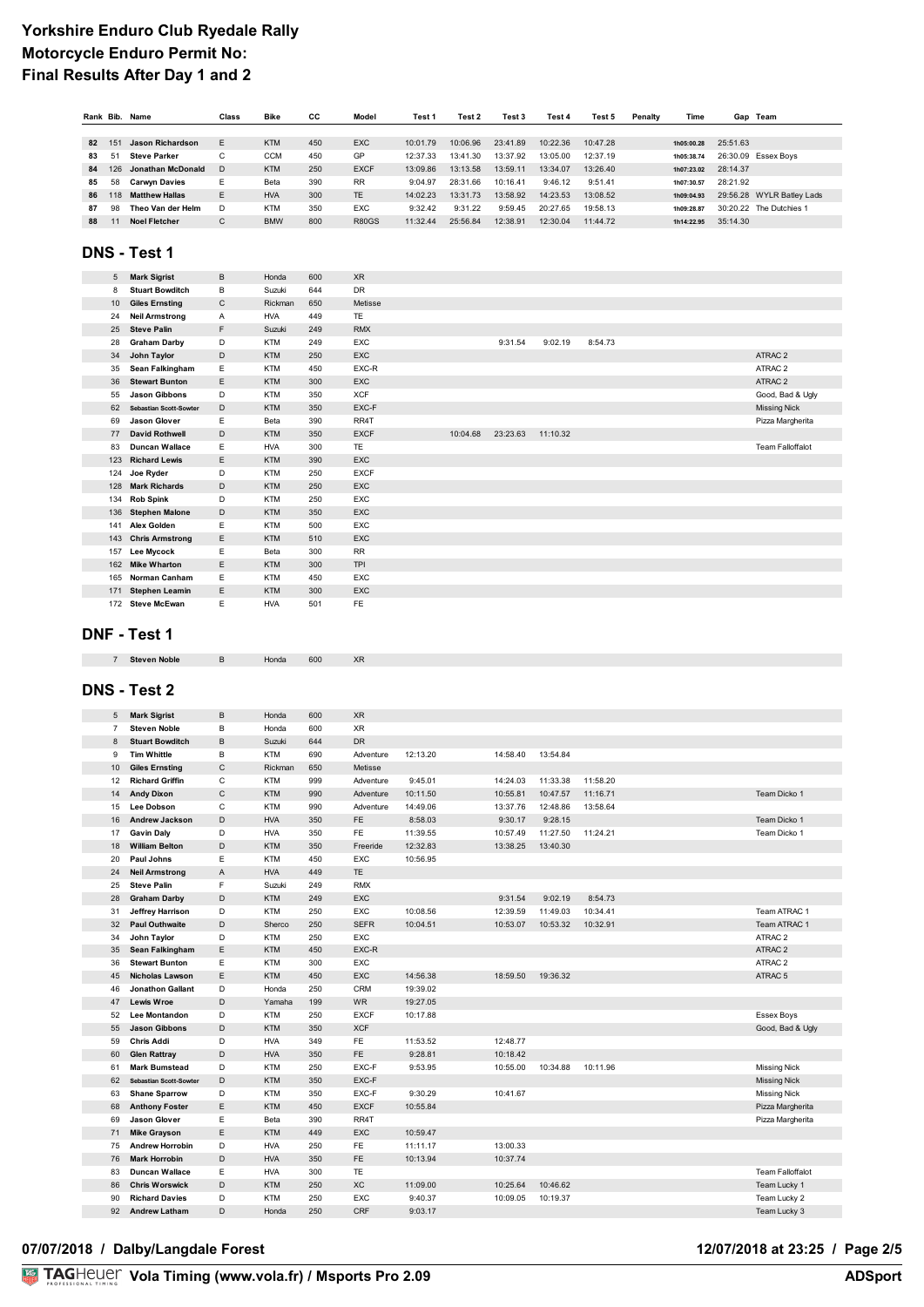| Rank | Bib. | Name | Class | Bike | CC | Model | Test 1 | Test 2 | Test 3 | Test 4 | Test 5 | Penalty | Time | Gap | Team |
|---|---|---|---|---|---|---|---|---|---|---|---|---|---|---|---|
| 82 | 151 | Jason Richardson | E | KTM | 450 | EXC | 10:01.79 | 10:06.96 | 23:41.89 | 10:22.36 | 10:47.28 | | 1h05:00.28 | 25:51.63 | |
| 83 | 51 | Steve Parker | C | CCM | 450 | GP | 12:37.33 | 13:41.30 | 13:37.92 | 13:05.00 | 12:37.19 | | 1h05:38.74 | 26:30.09 | Essex Boys |
| 84 | 126 | Jonathan McDonald | D | KTM | 250 | EXCF | 13:09.86 | 13:13.58 | 13:59.11 | 13:34.07 | 13:26.40 | | 1h07:23.02 | 28:14.37 | |
| 85 | 58 | Carwyn Davies | E | Beta | 390 | RR | 9:04.97 | 28:31.66 | 10:16.41 | 9:46.12 | 9:51.41 | | 1h07:30.57 | 28:21.92 | |
| 86 | 118 | Matthew Hallas | E | HVA | 300 | TE | 14:02.23 | 13:31.73 | 13:58.92 | 14:23.53 | 13:08.52 | | 1h09:04.93 | 29:56.28 | WYLR Batley Lads |
| 87 | 98 | Theo Van der Helm | D | KTM | 350 | EXC | 9:32.42 | 9:31.22 | 9:59.45 | 20:27.65 | 19:58.13 | | 1h09:28.87 | 30:20.22 | The Dutchies 1 |
| 88 | 11 | Noel Fletcher | C | BMW | 800 | R80GS | 11:32.44 | 25:56.84 | 12:38.91 | 12:30.04 | 11:44.72 | | 1h14:22.95 | 35:14.30 | |

## DNS - Test 1

| Bib. | Name | Class | Bike | CC | Model | Test 1 | Test 2 | Test 3 | Test 4 | Test 5 | Team |
|---|---|---|---|---|---|---|---|---|---|---|---|
| 5 | Mark Sigrist | B | Honda | 600 | XR | | | | | | |
| 8 | Stuart Bowditch | B | Suzuki | 644 | DR | | | | | | |
| 10 | Giles Ernsting | C | Rickman | 650 | Metisse | | | | | | |
| 24 | Neil Armstrong | A | HVA | 449 | TE | | | | | | |
| 25 | Steve Palin | F | Suzuki | 249 | RMX | | | | | | |
| 28 | Graham Darby | D | KTM | 249 | EXC | | | 9:31.54 | 9:02.19 | 8:54.73 | |
| 34 | John Taylor | D | KTM | 250 | EXC | | | | | | ATRAC 2 |
| 35 | Sean Falkingham | E | KTM | 450 | EXC-R | | | | | | ATRAC 2 |
| 36 | Stewart Bunton | E | KTM | 300 | EXC | | | | | | ATRAC 2 |
| 55 | Jason Gibbons | D | KTM | 350 | XCF | | | | | | Good, Bad & Ugly |
| 62 | Sebastian Scott-Sowter | D | KTM | 350 | EXC-F | | | | | | Missing Nick |
| 69 | Jason Glover | E | Beta | 390 | RR4T | | | | | | Pizza Margherita |
| 77 | David Rothwell | D | KTM | 350 | EXCF | | 10:04.68 | 23:23.63 | 11:10.32 | | |
| 83 | Duncan Wallace | E | HVA | 300 | TE | | | | | | Team Falloffalot |
| 123 | Richard Lewis | E | KTM | 390 | EXC | | | | | | |
| 124 | Joe Ryder | D | KTM | 250 | EXCF | | | | | | |
| 128 | Mark Richards | D | KTM | 250 | EXC | | | | | | |
| 134 | Rob Spink | D | KTM | 250 | EXC | | | | | | |
| 136 | Stephen Malone | D | KTM | 350 | EXC | | | | | | |
| 141 | Alex Golden | E | KTM | 500 | EXC | | | | | | |
| 143 | Chris Armstrong | E | KTM | 510 | EXC | | | | | | |
| 157 | Lee Mycock | E | Beta | 300 | RR | | | | | | |
| 162 | Mike Wharton | E | KTM | 300 | TPI | | | | | | |
| 165 | Norman Canham | E | KTM | 450 | EXC | | | | | | |
| 171 | Stephen Leamin | E | KTM | 300 | EXC | | | | | | |
| 172 | Steve McEwan | E | HVA | 501 | FE | | | | | | |

## DNF - Test 1

| Bib. | Name | Class | Bike | CC | Model |
|---|---|---|---|---|---|
| 7 | Steven Noble | B | Honda | 600 | XR |

## DNS - Test 2

| Bib. | Name | Class | Bike | CC | Model | Test 1 | Test 2 | Test 3 | Test 4 | Test 5 | Team |
|---|---|---|---|---|---|---|---|---|---|---|---|
| 5 | Mark Sigrist | B | Honda | 600 | XR | | | | | | |
| 7 | Steven Noble | B | Honda | 600 | XR | | | | | | |
| 8 | Stuart Bowditch | B | Suzuki | 644 | DR | | | | | | |
| 9 | Tim Whittle | B | KTM | 690 | Adventure | 12:13.20 | | 14:58.40 | 13:54.84 | | |
| 10 | Giles Ernsting | C | Rickman | 650 | Metisse | | | | | | |
| 12 | Richard Griffin | C | KTM | 999 | Adventure | 9:45.01 | | 14:24.03 | 11:33.38 | 11:58.20 | |
| 14 | Andy Dixon | C | KTM | 990 | Adventure | 10:11.50 | | 10:55.81 | 10:47.57 | 11:16.71 | Team Dicko 1 |
| 15 | Lee Dobson | C | KTM | 990 | Adventure | 14:49.06 | | 13:37.76 | 12:48.86 | 13:58.64 | |
| 16 | Andrew Jackson | D | HVA | 350 | FE | 8:58.03 | | 9:30.17 | 9:28.15 | | Team Dicko 1 |
| 17 | Gavin Daly | D | HVA | 350 | FE | 11:39.55 | | 10:57.49 | 11:27.50 | 11:24.21 | Team Dicko 1 |
| 18 | William Belton | D | KTM | 350 | Freeride | 12:32.83 | | 13:38.25 | 13:40.30 | | |
| 20 | Paul Johns | E | KTM | 450 | EXC | 10:56.95 | | | | | |
| 24 | Neil Armstrong | A | HVA | 449 | TE | | | | | | |
| 25 | Steve Palin | F | Suzuki | 249 | RMX | | | | | | |
| 28 | Graham Darby | D | KTM | 249 | EXC | | | 9:31.54 | 9:02.19 | 8:54.73 | |
| 31 | Jeffrey Harrison | D | KTM | 250 | EXC | 10:08.56 | | 12:39.59 | 11:49.03 | 10:34.41 | Team ATRAC 1 |
| 32 | Paul Outhwaite | D | Sherco | 250 | SEFR | 10:04.51 | | 10:53.07 | 10:53.32 | 10:32.91 | Team ATRAC 1 |
| 34 | John Taylor | D | KTM | 250 | EXC | | | | | | ATRAC 2 |
| 35 | Sean Falkingham | E | KTM | 450 | EXC-R | | | | | | ATRAC 2 |
| 36 | Stewart Bunton | E | KTM | 300 | EXC | | | | | | ATRAC 2 |
| 45 | Nicholas Lawson | E | KTM | 450 | EXC | 14:56.38 | | 18:59.50 | 19:36.32 | | ATRAC 5 |
| 46 | Jonathon Gallant | D | Honda | 250 | CRM | 19:39.02 | | | | | |
| 47 | Lewis Wroe | D | Yamaha | 199 | WR | 19:27.05 | | | | | |
| 52 | Lee Montandon | D | KTM | 250 | EXCF | 10:17.88 | | | | | Essex Boys |
| 55 | Jason Gibbons | D | KTM | 350 | XCF | | | | | | Good, Bad & Ugly |
| 59 | Chris Addi | D | HVA | 349 | FE | 11:53.52 | | 12:48.77 | | | |
| 60 | Glen Rattray | D | HVA | 350 | FE | 9:28.81 | | 10:18.42 | | | |
| 61 | Mark Bumstead | D | KTM | 250 | EXC-F | 9:53.95 | | 10:55.00 | 10:34.88 | 10:11.96 | Missing Nick |
| 62 | Sebastian Scott-Sowter | D | KTM | 350 | EXC-F | | | | | | Missing Nick |
| 63 | Shane Sparrow | D | KTM | 350 | EXC-F | 9:30.29 | | 10:41.67 | | | Missing Nick |
| 68 | Anthony Foster | E | KTM | 450 | EXCF | 10:55.84 | | | | | Pizza Margherita |
| 69 | Jason Glover | E | Beta | 390 | RR4T | | | | | | Pizza Margherita |
| 71 | Mike Grayson | E | KTM | 449 | EXC | 10:59.47 | | | | | |
| 75 | Andrew Horrobin | D | HVA | 250 | FE | 11:11.17 | | 13:00.33 | | | |
| 76 | Mark Horrobin | D | HVA | 350 | FE | 10:13.94 | | 10:37.74 | | | |
| 83 | Duncan Wallace | E | HVA | 300 | TE | | | | | | Team Falloffalot |
| 86 | Chris Worswick | D | KTM | 250 | XC | 11:09.00 | | 10:25.64 | 10:46.62 | | Team Lucky 1 |
| 90 | Richard Davies | D | KTM | 250 | EXC | 9:40.37 | | 10:09.05 | 10:19.37 | | Team Lucky 2 |
| 92 | Andrew Latham | D | Honda | 250 | CRF | 9:03.17 | | | | | Team Lucky 3 |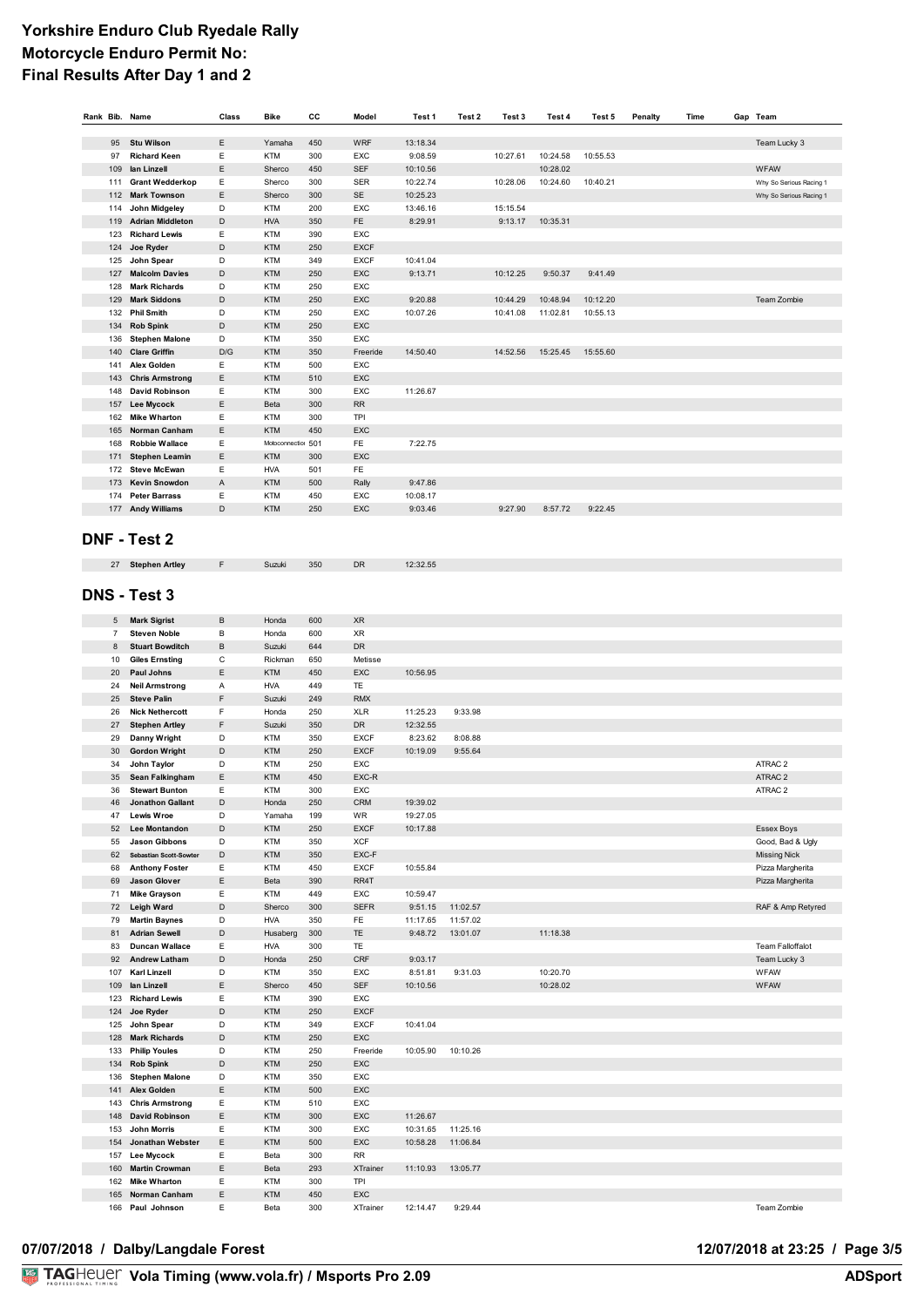# Yorkshire Enduro Club Ryedale Rally
# Motorcycle Enduro Permit No:
# Final Results After Day 1 and 2

| Rank | Bib. | Name | Class | Bike | CC | Model | Test 1 | Test 2 | Test 3 | Test 4 | Test 5 | Penalty | Time | Gap | Team |
|---|---|---|---|---|---|---|---|---|---|---|---|---|---|---|---|
| | 95 | Stu Wilson | E | Yamaha | 450 | WRF | 13:18.34 | | | | | | | | Team Lucky 3 |
| | 97 | Richard Keen | E | KTM | 300 | EXC | 9:08.59 | | 10:27.61 | 10:24.58 | 10:55.53 | | | | |
| | 109 | Ian Linzell | E | Sherco | 450 | SEF | 10:10.56 | | | 10:28.02 | | | | | WFAW |
| | 111 | Grant Wedderkop | E | Sherco | 300 | SER | 10:22.74 | | 10:28.06 | 10:24.60 | 10:40.21 | | | | Why So Serious Racing 1 |
| | 112 | Mark Townson | E | Sherco | 300 | SE | 10:25.23 | | | | | | | | Why So Serious Racing 1 |
| | 114 | John Midgeley | D | KTM | 200 | EXC | 13:46.16 | | 15:15.54 | | | | | | |
| | 119 | Adrian Middleton | D | HVA | 350 | FE | 8:29.91 | | 9:13.17 | 10:35.31 | | | | | |
| | 123 | Richard Lewis | E | KTM | 390 | EXC | | | | | | | | | |
| | 124 | Joe Ryder | D | KTM | 250 | EXCF | | | | | | | | | |
| | 125 | John Spear | D | KTM | 349 | EXCF | 10:41.04 | | | | | | | | |
| | 127 | Malcolm Davies | D | KTM | 250 | EXC | 9:13.71 | | 10:12.25 | 9:50.37 | 9:41.49 | | | | |
| | 128 | Mark Richards | D | KTM | 250 | EXC | | | | | | | | | |
| | 129 | Mark Siddons | D | KTM | 250 | EXC | 9:20.88 | | 10:44.29 | 10:48.94 | 10:12.20 | | | | Team Zombie |
| | 132 | Phil Smith | D | KTM | 250 | EXC | 10:07.26 | | 10:41.08 | 11:02.81 | 10:55.13 | | | | |
| | 134 | Rob Spink | D | KTM | 250 | EXC | | | | | | | | | |
| | 136 | Stephen Malone | D | KTM | 350 | EXC | | | | | | | | | |
| | 140 | Clare Griffin | D/G | KTM | 350 | Freeride | 14:50.40 | | 14:52.56 | 15:25.45 | 15:55.60 | | | | |
| | 141 | Alex Golden | E | KTM | 500 | EXC | | | | | | | | | |
| | 143 | Chris Armstrong | E | KTM | 510 | EXC | | | | | | | | | |
| | 148 | David Robinson | E | KTM | 300 | EXC | 11:26.67 | | | | | | | | |
| | 157 | Lee Mycock | E | Beta | 300 | RR | | | | | | | | | |
| | 162 | Mike Wharton | E | KTM | 300 | TPI | | | | | | | | | |
| | 165 | Norman Canham | E | KTM | 450 | EXC | | | | | | | | | |
| | 168 | Robbie Wallace | E | Motoconnection | 501 | FE | 7:22.75 | | | | | | | | |
| | 171 | Stephen Leamin | E | KTM | 300 | EXC | | | | | | | | | |
| | 172 | Steve McEwan | E | HVA | 501 | FE | | | | | | | | | |
| | 173 | Kevin Snowdon | A | KTM | 500 | Rally | 9:47.86 | | | | | | | | |
| | 174 | Peter Barrass | E | KTM | 450 | EXC | 10:08.17 | | | | | | | | |
| | 177 | Andy Williams | D | KTM | 250 | EXC | 9:03.46 | | 9:27.90 | 8:57.72 | 9:22.45 | | | | |

## DNF - Test 2

| Rank | Bib. | Name | Class | Bike | CC | Model | Test 1 | Test 2 | Test 3 | Test 4 | Test 5 | Penalty | Time | Gap | Team |
|---|---|---|---|---|---|---|---|---|---|---|---|---|---|---|---|
| | 27 | Stephen Artley | F | Suzuki | 350 | DR | 12:32.55 | | | | | | | | |

## DNS - Test 3

| Rank | Bib. | Name | Class | Bike | CC | Model | Test 1 | Test 2 | Test 3 | Test 4 | Test 5 | Penalty | Time | Gap | Team |
|---|---|---|---|---|---|---|---|---|---|---|---|---|---|---|---|
| | 5 | Mark Sigrist | B | Honda | 600 | XR | | | | | | | | | |
| | 7 | Steven Noble | B | Honda | 600 | XR | | | | | | | | | |
| | 8 | Stuart Bowditch | B | Suzuki | 644 | DR | | | | | | | | | |
| | 10 | Giles Ernsting | C | Rickman | 650 | Metisse | | | | | | | | | |
| | 20 | Paul Johns | E | KTM | 450 | EXC | 10:56.95 | | | | | | | | |
| | 24 | Neil Armstrong | A | HVA | 449 | TE | | | | | | | | | |
| | 25 | Steve Palin | F | Suzuki | 249 | RMX | | | | | | | | | |
| | 26 | Nick Nethercott | F | Honda | 250 | XLR | 11:25.23 | 9:33.98 | | | | | | | |
| | 27 | Stephen Artley | F | Suzuki | 350 | DR | 12:32.55 | | | | | | | | |
| | 29 | Danny Wright | D | KTM | 350 | EXCF | 8:23.62 | 8:08.88 | | | | | | | |
| | 30 | Gordon Wright | D | KTM | 250 | EXCF | 10:19.09 | 9:55.64 | | | | | | | |
| | 34 | John Taylor | D | KTM | 250 | EXC | | | | | | | | | ATRAC 2 |
| | 35 | Sean Falkingham | E | KTM | 450 | EXC-R | | | | | | | | | ATRAC 2 |
| | 36 | Stewart Bunton | E | KTM | 300 | EXC | | | | | | | | | ATRAC 2 |
| | 46 | Jonathon Gallant | D | Honda | 250 | CRM | 19:39.02 | | | | | | | | |
| | 47 | Lewis Wroe | D | Yamaha | 199 | WR | 19:27.05 | | | | | | | | |
| | 52 | Lee Montandon | D | KTM | 250 | EXCF | 10:17.88 | | | | | | | | Essex Boys |
| | 55 | Jason Gibbons | D | KTM | 350 | XCF | | | | | | | | | Good, Bad & Ugly |
| | 62 | Sebastian Scott-Sowter | D | KTM | 350 | EXC-F | | | | | | | | | Missing Nick |
| | 68 | Anthony Foster | E | KTM | 450 | EXCF | 10:55.84 | | | | | | | | Pizza Margherita |
| | 69 | Jason Glover | E | Beta | 390 | RR4T | | | | | | | | | Pizza Margherita |
| | 71 | Mike Grayson | E | KTM | 449 | EXC | 10:59.47 | | | | | | | | |
| | 72 | Leigh Ward | D | Sherco | 300 | SEFR | 9:51.15 | 11:02.57 | | | | | | | RAF & Amp Retyred |
| | 79 | Martin Baynes | D | HVA | 350 | FE | 11:17.65 | 11:57.02 | | | | | | | |
| | 81 | Adrian Sewell | D | Husaberg | 300 | TE | 9:48.72 | 13:01.07 | | 11:18.38 | | | | | |
| | 83 | Duncan Wallace | E | HVA | 300 | TE | | | | | | | | | Team Falloffalot |
| | 92 | Andrew Latham | D | Honda | 250 | CRF | 9:03.17 | | | | | | | | Team Lucky 3 |
| | 107 | Karl Linzell | D | KTM | 350 | EXC | 8:51.81 | 9:31.03 | | 10:20.70 | | | | | WFAW |
| | 109 | Ian Linzell | E | Sherco | 450 | SEF | 10:10.56 | | | 10:28.02 | | | | | WFAW |
| | 123 | Richard Lewis | E | KTM | 390 | EXC | | | | | | | | | |
| | 124 | Joe Ryder | D | KTM | 250 | EXCF | | | | | | | | | |
| | 125 | John Spear | D | KTM | 349 | EXCF | 10:41.04 | | | | | | | | |
| | 128 | Mark Richards | D | KTM | 250 | EXC | | | | | | | | | |
| | 133 | Philip Youles | D | KTM | 250 | Freeride | 10:05.90 | 10:10.26 | | | | | | | |
| | 134 | Rob Spink | D | KTM | 250 | EXC | | | | | | | | | |
| | 136 | Stephen Malone | D | KTM | 350 | EXC | | | | | | | | | |
| | 141 | Alex Golden | E | KTM | 500 | EXC | | | | | | | | | |
| | 143 | Chris Armstrong | E | KTM | 510 | EXC | | | | | | | | | |
| | 148 | David Robinson | E | KTM | 300 | EXC | 11:26.67 | | | | | | | | |
| | 153 | John Morris | E | KTM | 300 | EXC | 10:31.65 | 11:25.16 | | | | | | | |
| | 154 | Jonathan Webster | E | KTM | 500 | EXC | 10:58.28 | 11:06.84 | | | | | | | |
| | 157 | Lee Mycock | E | Beta | 300 | RR | | | | | | | | | |
| | 160 | Martin Crowman | E | Beta | 293 | XTrainer | 11:10.93 | 13:05.77 | | | | | | | |
| | 162 | Mike Wharton | E | KTM | 300 | TPI | | | | | | | | | |
| | 165 | Norman Canham | E | KTM | 450 | EXC | | | | | | | | | |
| | 166 | Paul Johnson | E | Beta | 300 | XTrainer | 12:14.47 | 9:29.44 | | | | | | | Team Zombie |

07/07/2018 / Dalby/Langdale Forest

12/07/2018 at 23:25

TAGHeuer Vola Timing (www.vola.fr) / Msports Pro 2.09

ADSport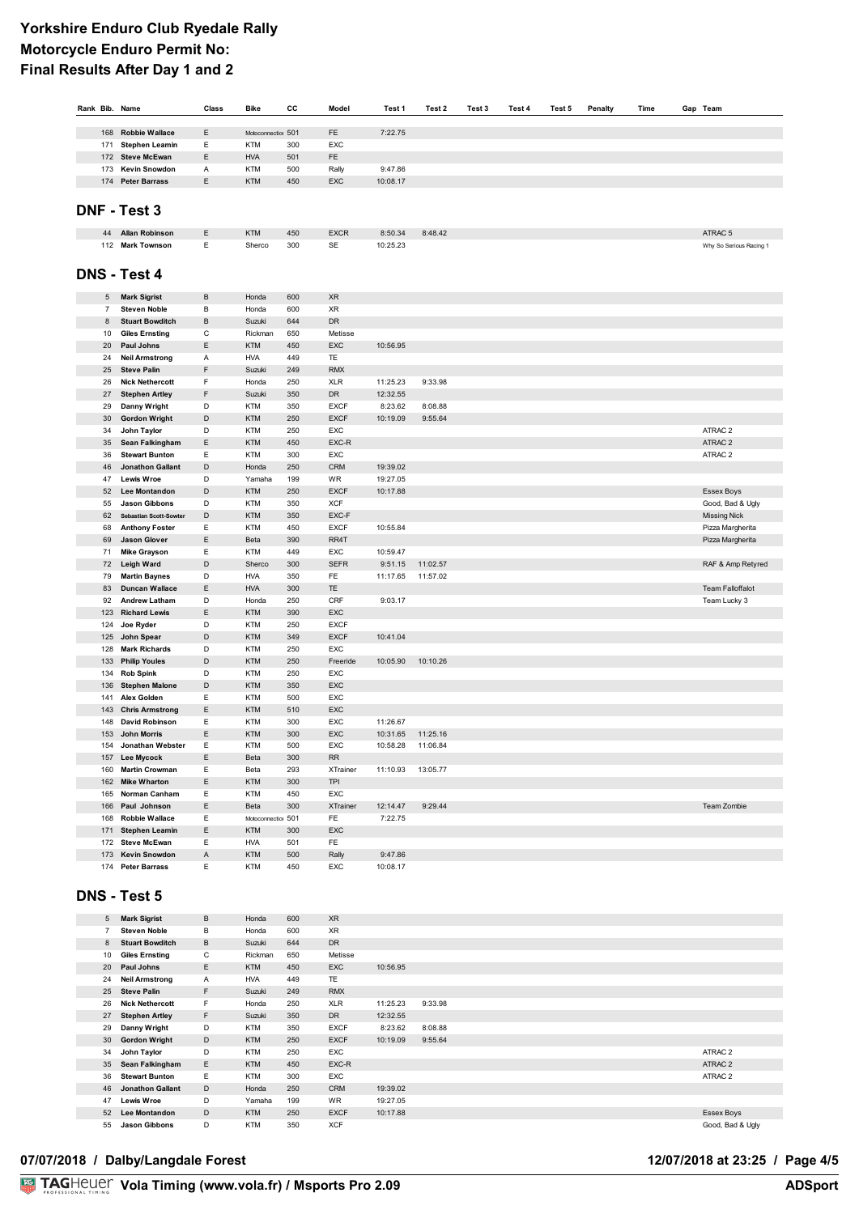# Yorkshire Enduro Club Ryedale Rally
# Motorcycle Enduro Permit No:
# Final Results After Day 1 and 2

| Rank | Bib. | Name | Class | Bike | CC | Model | Test 1 | Test 2 | Test 3 | Test 4 | Test 5 | Penalty | Time | Gap | Team |
|---|---|---|---|---|---|---|---|---|---|---|---|---|---|---|---|
| | 168 | Robbie Wallace | E | Motoconnection | 501 | FE | 7:22.75 | | | | | | | | |
| | 171 | Stephen Leamin | E | KTM | 300 | EXC | | | | | | | | | |
| | 172 | Steve McEwan | E | HVA | 501 | FE | | | | | | | | | |
| | 173 | Kevin Snowdon | A | KTM | 500 | Rally | 9:47.86 | | | | | | | | |
| | 174 | Peter Barrass | E | KTM | 450 | EXC | 10:08.17 | | | | | | | | |

## DNF - Test 3

| Rank | Bib. | Name | Class | Bike | CC | Model | Test 1 | Test 2 | Test 3 | Test 4 | Test 5 | Penalty | Time | Gap | Team |
|---|---|---|---|---|---|---|---|---|---|---|---|---|---|---|---|
| | 44 | Allan Robinson | E | KTM | 450 | EXCR | 8:50.34 | 8:48.42 | | | | | | | ATRAC 5 |
| | 112 | Mark Townson | E | Sherco | 300 | SE | 10:25.23 | | | | | | | | Why So Serious Racing 1 |

## DNS - Test 4

| Rank | Bib. | Name | Class | Bike | CC | Model | Test 1 | Test 2 | Test 3 | Test 4 | Test 5 | Penalty | Time | Gap | Team |
|---|---|---|---|---|---|---|---|---|---|---|---|---|---|---|---|
| | 5 | Mark Sigrist | B | Honda | 600 | XR | | | | | | | | | |
| | 7 | Steven Noble | B | Honda | 600 | XR | | | | | | | | | |
| | 8 | Stuart Bowditch | B | Suzuki | 644 | DR | | | | | | | | | |
| | 10 | Giles Ernsting | C | Rickman | 650 | Metisse | | | | | | | | | |
| | 20 | Paul Johns | E | KTM | 450 | EXC | 10:56.95 | | | | | | | | |
| | 24 | Neil Armstrong | A | HVA | 449 | TE | | | | | | | | | |
| | 25 | Steve Palin | F | Suzuki | 249 | RMX | | | | | | | | | |
| | 26 | Nick Nethercott | F | Honda | 250 | XLR | 11:25.23 | 9:33.98 | | | | | | | |
| | 27 | Stephen Artley | F | Suzuki | 350 | DR | 12:32.55 | | | | | | | | |
| | 29 | Danny Wright | D | KTM | 350 | EXCF | 8:23.62 | 8:08.88 | | | | | | | |
| | 30 | Gordon Wright | D | KTM | 250 | EXCF | 10:19.09 | 9:55.64 | | | | | | | |
| | 34 | John Taylor | D | KTM | 250 | EXC | | | | | | | | | ATRAC 2 |
| | 35 | Sean Falkingham | E | KTM | 450 | EXC-R | | | | | | | | | ATRAC 2 |
| | 36 | Stewart Bunton | E | KTM | 300 | EXC | | | | | | | | | ATRAC 2 |
| | 46 | Jonathon Gallant | D | Honda | 250 | CRM | 19:39.02 | | | | | | | | |
| | 47 | Lewis Wroe | D | Yamaha | 199 | WR | 19:27.05 | | | | | | | | |
| | 52 | Lee Montandon | D | KTM | 250 | EXCF | 10:17.88 | | | | | | | | Essex Boys |
| | 55 | Jason Gibbons | D | KTM | 350 | XCF | | | | | | | | | Good, Bad & Ugly |
| | 62 | Sebastian Scott-Sowter | D | KTM | 350 | EXC-F | | | | | | | | | Missing Nick |
| | 68 | Anthony Foster | E | KTM | 450 | EXCF | 10:55.84 | | | | | | | | Pizza Margherita |
| | 69 | Jason Glover | E | Beta | 390 | RR4T | | | | | | | | | Pizza Margherita |
| | 71 | Mike Grayson | E | KTM | 449 | EXC | 10:59.47 | | | | | | | | |
| | 72 | Leigh Ward | D | Sherco | 300 | SEFR | 9:51.15 | 11:02.57 | | | | | | | RAF & Amp Retyred |
| | 79 | Martin Baynes | D | HVA | 350 | FE | 11:17.65 | 11:57.02 | | | | | | | |
| | 83 | Duncan Wallace | E | HVA | 300 | TE | | | | | | | | | Team Falloffalot |
| | 92 | Andrew Latham | D | Honda | 250 | CRF | 9:03.17 | | | | | | | | Team Lucky 3 |
| | 123 | Richard Lewis | E | KTM | 390 | EXC | | | | | | | | | |
| | 124 | Joe Ryder | D | KTM | 250 | EXCF | | | | | | | | | |
| | 125 | John Spear | D | KTM | 349 | EXCF | 10:41.04 | | | | | | | | |
| | 128 | Mark Richards | D | KTM | 250 | EXC | | | | | | | | | |
| | 133 | Philip Youles | D | KTM | 250 | Freeride | 10:05.90 | 10:10.26 | | | | | | | |
| | 134 | Rob Spink | D | KTM | 250 | EXC | | | | | | | | | |
| | 136 | Stephen Malone | D | KTM | 350 | EXC | | | | | | | | | |
| | 141 | Alex Golden | E | KTM | 500 | EXC | | | | | | | | | |
| | 143 | Chris Armstrong | E | KTM | 510 | EXC | | | | | | | | | |
| | 148 | David Robinson | E | KTM | 300 | EXC | 11:26.67 | | | | | | | | |
| | 153 | John Morris | E | KTM | 300 | EXC | 10:31.65 | 11:25.16 | | | | | | | |
| | 154 | Jonathan Webster | E | KTM | 500 | EXC | 10:58.28 | 11:06.84 | | | | | | | |
| | 157 | Lee Mycock | E | Beta | 300 | RR | | | | | | | | | |
| | 160 | Martin Crowman | E | Beta | 293 | XTrainer | 11:10.93 | 13:05.77 | | | | | | | |
| | 162 | Mike Wharton | E | KTM | 300 | TPI | | | | | | | | | |
| | 165 | Norman Canham | E | KTM | 450 | EXC | | | | | | | | | |
| | 166 | Paul Johnson | E | Beta | 300 | XTrainer | 12:14.47 | 9:29.44 | | | | | | | Team Zombie |
| | 168 | Robbie Wallace | E | Motoconnection | 501 | FE | 7:22.75 | | | | | | | | |
| | 171 | Stephen Leamin | E | KTM | 300 | EXC | | | | | | | | | |
| | 172 | Steve McEwan | E | HVA | 501 | FE | | | | | | | | | |
| | 173 | Kevin Snowdon | A | KTM | 500 | Rally | 9:47.86 | | | | | | | | |
| | 174 | Peter Barrass | E | KTM | 450 | EXC | 10:08.17 | | | | | | | | |

## DNS - Test 5

| Rank | Bib. | Name | Class | Bike | CC | Model | Test 1 | Test 2 | Test 3 | Test 4 | Test 5 | Penalty | Time | Gap | Team |
|---|---|---|---|---|---|---|---|---|---|---|---|---|---|---|---|
| | 5 | Mark Sigrist | B | Honda | 600 | XR | | | | | | | | | |
| | 7 | Steven Noble | B | Honda | 600 | XR | | | | | | | | | |
| | 8 | Stuart Bowditch | B | Suzuki | 644 | DR | | | | | | | | | |
| | 10 | Giles Ernsting | C | Rickman | 650 | Metisse | | | | | | | | | |
| | 20 | Paul Johns | E | KTM | 450 | EXC | 10:56.95 | | | | | | | | |
| | 24 | Neil Armstrong | A | HVA | 449 | TE | | | | | | | | | |
| | 25 | Steve Palin | F | Suzuki | 249 | RMX | | | | | | | | | |
| | 26 | Nick Nethercott | F | Honda | 250 | XLR | 11:25.23 | 9:33.98 | | | | | | | |
| | 27 | Stephen Artley | F | Suzuki | 350 | DR | 12:32.55 | | | | | | | | |
| | 29 | Danny Wright | D | KTM | 350 | EXCF | 8:23.62 | 8:08.88 | | | | | | | |
| | 30 | Gordon Wright | D | KTM | 250 | EXCF | 10:19.09 | 9:55.64 | | | | | | | |
| | 34 | John Taylor | D | KTM | 250 | EXC | | | | | | | | | ATRAC 2 |
| | 35 | Sean Falkingham | E | KTM | 450 | EXC-R | | | | | | | | | ATRAC 2 |
| | 36 | Stewart Bunton | E | KTM | 300 | EXC | | | | | | | | | ATRAC 2 |
| | 46 | Jonathon Gallant | D | Honda | 250 | CRM | 19:39.02 | | | | | | | | |
| | 47 | Lewis Wroe | D | Yamaha | 199 | WR | 19:27.05 | | | | | | | | |
| | 52 | Lee Montandon | D | KTM | 250 | EXCF | 10:17.88 | | | | | | | | Essex Boys |
| | 55 | Jason Gibbons | D | KTM | 350 | XCF | | | | | | | | | Good, Bad & Ugly |

07/07/2018 / Dalby/Langdale Forest

Vola Timing (www.vola.fr) / Msports Pro 2.09 — ADSport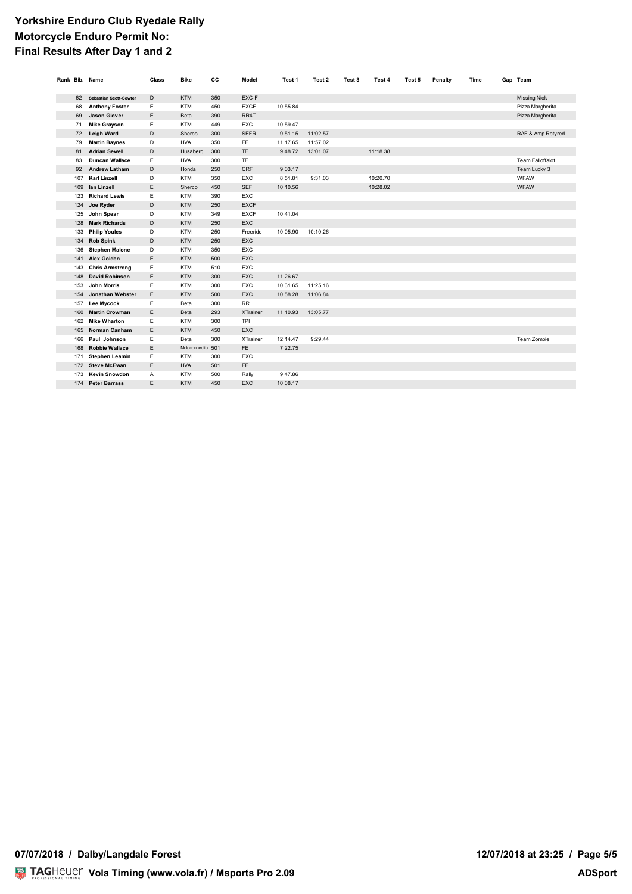**Yorkshire Enduro Club Ryedale Rally**
**Motorcycle Enduro Permit No:**
**Final Results After Day 1 and 2**

| Rank | Bib. | Name | Class | Bike | CC | Model | Test 1 | Test 2 | Test 3 | Test 4 | Test 5 | Penalty | Time | Gap | Team |
|---|---|---|---|---|---|---|---|---|---|---|---|---|---|---|---|
| | 62 | Sebastian Scott-Sowter | D | KTM | 350 | EXC-F | | | | | | | | | Missing Nick |
| | 68 | Anthony Foster | E | KTM | 450 | EXCF | 10:55.84 | | | | | | | | Pizza Margherita |
| | 69 | Jason Glover | E | Beta | 390 | RR4T | | | | | | | | | Pizza Margherita |
| | 71 | Mike Grayson | E | KTM | 449 | EXC | 10:59.47 | | | | | | | | |
| | 72 | Leigh Ward | D | Sherco | 300 | SEFR | 9:51.15 | 11:02.57 | | | | | | | RAF & Amp Retyred |
| | 79 | Martin Baynes | D | HVA | 350 | FE | 11:17.65 | 11:57.02 | | | | | | | |
| | 81 | Adrian Sewell | D | Husaberg | 300 | TE | 9:48.72 | 13:01.07 | | 11:18.38 | | | | | |
| | 83 | Duncan Wallace | E | HVA | 300 | TE | | | | | | | | | Team Falloffalot |
| | 92 | Andrew Latham | D | Honda | 250 | CRF | 9:03.17 | | | | | | | | Team Lucky 3 |
| | 107 | Karl Linzell | D | KTM | 350 | EXC | 8:51.81 | 9:31.03 | | 10:20.70 | | | | | WFAW |
| | 109 | Ian Linzell | E | Sherco | 450 | SEF | 10:10.56 | | | 10:28.02 | | | | | WFAW |
| | 123 | Richard Lewis | E | KTM | 390 | EXC | | | | | | | | | |
| | 124 | Joe Ryder | D | KTM | 250 | EXCF | | | | | | | | | |
| | 125 | John Spear | D | KTM | 349 | EXCF | 10:41.04 | | | | | | | | |
| | 128 | Mark Richards | D | KTM | 250 | EXC | | | | | | | | | |
| | 133 | Philip Youles | D | KTM | 250 | Freeride | 10:05.90 | 10:10.26 | | | | | | | |
| | 134 | Rob Spink | D | KTM | 250 | EXC | | | | | | | | | |
| | 136 | Stephen Malone | D | KTM | 350 | EXC | | | | | | | | | |
| | 141 | Alex Golden | E | KTM | 500 | EXC | | | | | | | | | |
| | 143 | Chris Armstrong | E | KTM | 510 | EXC | | | | | | | | | |
| | 148 | David Robinson | E | KTM | 300 | EXC | 11:26.67 | | | | | | | | |
| | 153 | John Morris | E | KTM | 300 | EXC | 10:31.65 | 11:25.16 | | | | | | | |
| | 154 | Jonathan Webster | E | KTM | 500 | EXC | 10:58.28 | 11:06.84 | | | | | | | |
| | 157 | Lee Mycock | E | Beta | 300 | RR | | | | | | | | | |
| | 160 | Martin Crowman | E | Beta | 293 | XTrainer | 11:10.93 | 13:05.77 | | | | | | | |
| | 162 | Mike Wharton | E | KTM | 300 | TPI | | | | | | | | | |
| | 165 | Norman Canham | E | KTM | 450 | EXC | | | | | | | | | |
| | 166 | Paul Johnson | E | Beta | 300 | XTrainer | 12:14.47 | 9:29.44 | | | | | | | Team Zombie |
| | 168 | Robbie Wallace | E | Motoconnectio | 501 | FE | 7:22.75 | | | | | | | | |
| | 171 | Stephen Leamin | E | KTM | 300 | EXC | | | | | | | | | |
| | 172 | Steve McEwan | E | HVA | 501 | FE | | | | | | | | | |
| | 173 | Kevin Snowdon | A | KTM | 500 | Rally | 9:47.86 | | | | | | | | |
| | 174 | Peter Barrass | E | KTM | 450 | EXC | 10:08.17 | | | | | | | | |

**07/07/2018 / Dalby/Langdale Forest** **12/07/2018 at 23:25**

TAGHeuer **Vola Timing (www.vola.fr) / Msports Pro 2.09** **ADSport**